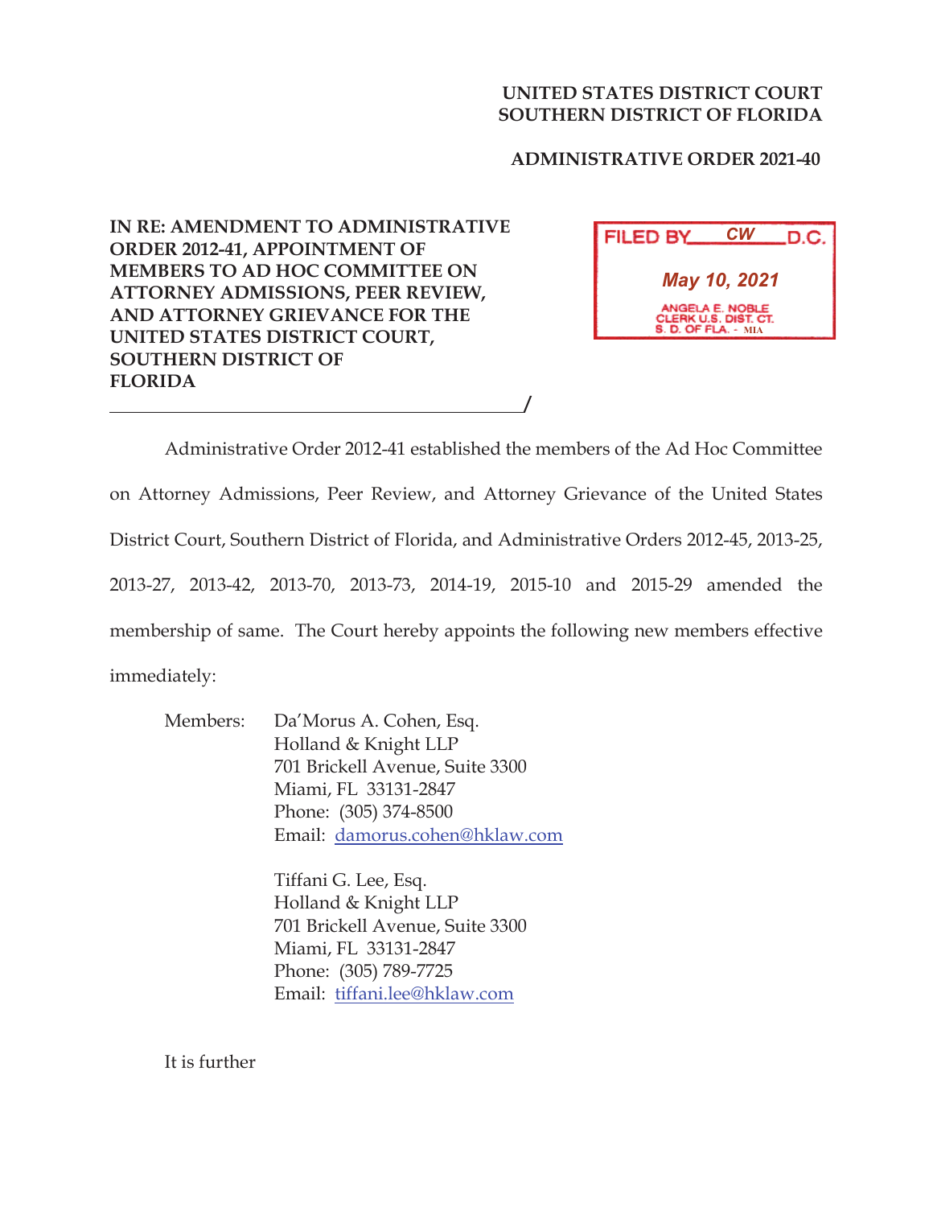**UNITED STATES DISTRICT COURT**
**SOUTHERN DISTRICT OF FLORIDA**

**ADMINISTRATIVE ORDER 2021-40**

**IN RE: AMENDMENT TO ADMINISTRATIVE ORDER 2012-41, APPOINTMENT OF MEMBERS TO AD HOC COMMITTEE ON ATTORNEY ADMISSIONS, PEER REVIEW, AND ATTORNEY GRIEVANCE FOR THE UNITED STATES DISTRICT COURT, SOUTHERN DISTRICT OF FLORIDA**
_____________________________________________/

FILED BY CW D.C.
May 10, 2021
ANGELA E. NOBLE
CLERK U.S. DIST. CT.
S. D. OF FLA. - MIA

Administrative Order 2012-41 established the members of the Ad Hoc Committee on Attorney Admissions, Peer Review, and Attorney Grievance of the United States District Court, Southern District of Florida, and Administrative Orders 2012-45, 2013-25, 2013-27, 2013-42, 2013-70, 2013-73, 2014-19, 2015-10 and 2015-29 amended the membership of same. The Court hereby appoints the following new members effective immediately:

Members:

Da'Morus A. Cohen, Esq.
Holland & Knight LLP
701 Brickell Avenue, Suite 3300
Miami, FL 33131-2847
Phone: (305) 374-8500
Email: damorus.cohen@hklaw.com

Tiffani G. Lee, Esq.
Holland & Knight LLP
701 Brickell Avenue, Suite 3300
Miami, FL 33131-2847
Phone: (305) 789-7725
Email: tiffani.lee@hklaw.com

It is further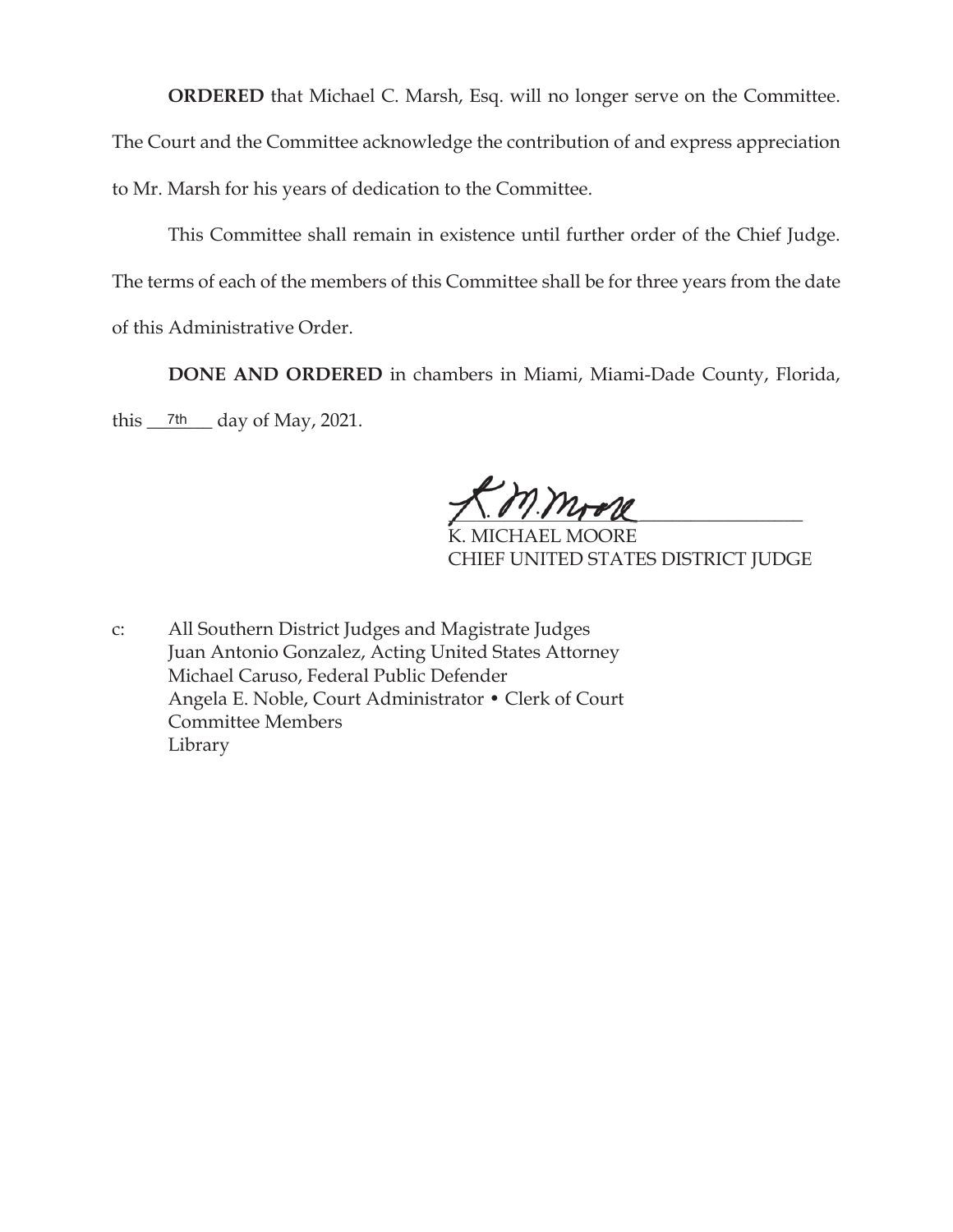**ORDERED** that Michael C. Marsh, Esq. will no longer serve on the Committee. The Court and the Committee acknowledge the contribution of and express appreciation to Mr. Marsh for his years of dedication to the Committee.

This Committee shall remain in existence until further order of the Chief Judge. The terms of each of the members of this Committee shall be for three years from the date of this Administrative Order.

**DONE AND ORDERED** in chambers in Miami, Miami-Dade County, Florida, this 7th day of May, 2021.

K. MICHAEL MOORE
CHIEF UNITED STATES DISTRICT JUDGE

c: All Southern District Judges and Magistrate Judges
Juan Antonio Gonzalez, Acting United States Attorney
Michael Caruso, Federal Public Defender
Angela E. Noble, Court Administrator • Clerk of Court
Committee Members
Library